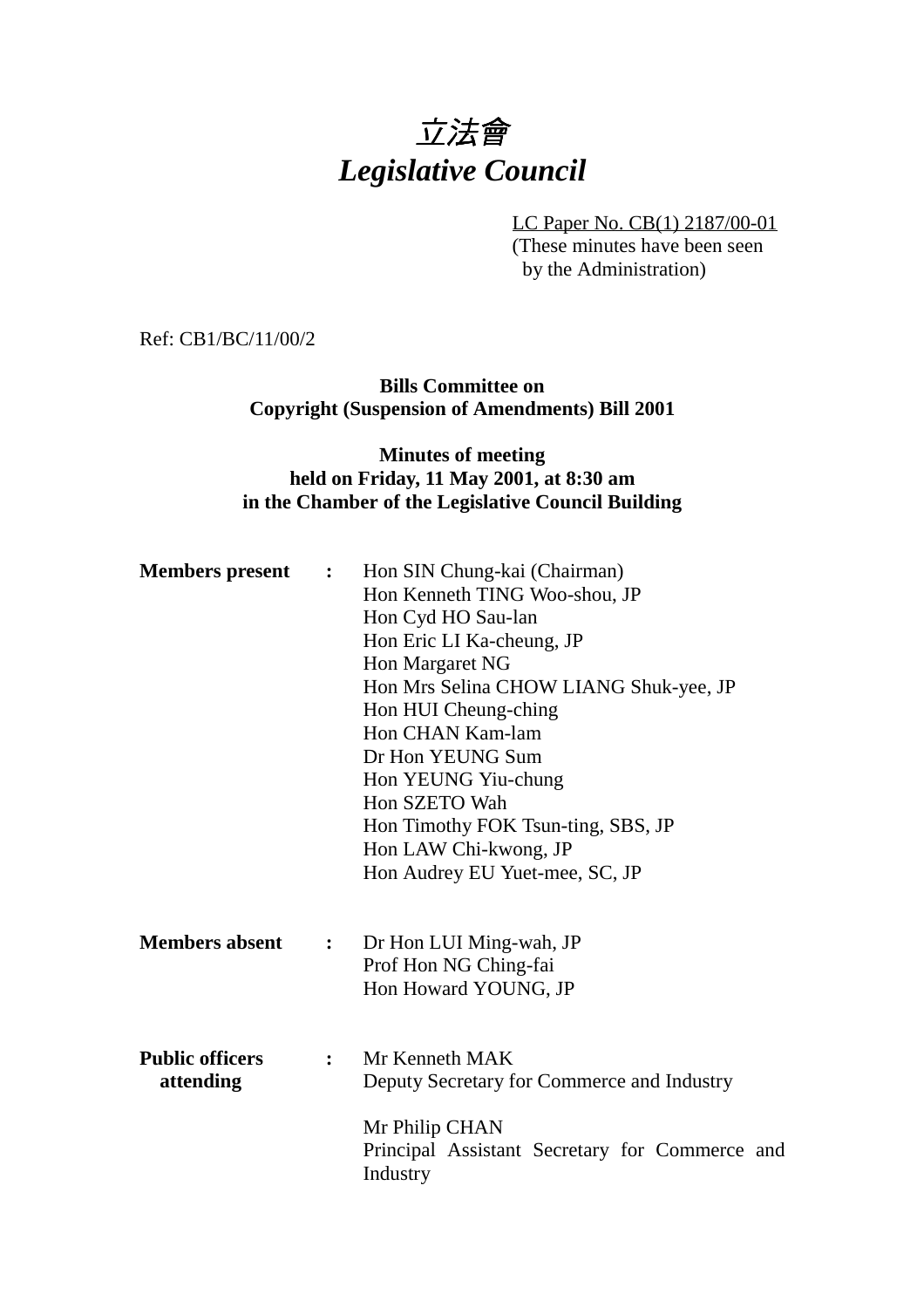# 立法會
# *Legislative Council*

LC Paper No. CB(1) 2187/00-01
(These minutes have been seen by the Administration)

Ref: CB1/BC/11/00/2

**Bills Committee on**
**Copyright (Suspension of Amendments) Bill 2001**

**Minutes of meeting**
**held on Friday, 11 May 2001, at 8:30 am**
**in the Chamber of the Legislative Council Building**

**Members present** **:**
Hon SIN Chung-kai (Chairman)
Hon Kenneth TING Woo-shou, JP
Hon Cyd HO Sau-lan
Hon Eric LI Ka-cheung, JP
Hon Margaret NG
Hon Mrs Selina CHOW LIANG Shuk-yee, JP
Hon HUI Cheung-ching
Hon CHAN Kam-lam
Dr Hon YEUNG Sum
Hon YEUNG Yiu-chung
Hon SZETO Wah
Hon Timothy FOK Tsun-ting, SBS, JP
Hon LAW Chi-kwong, JP
Hon Audrey EU Yuet-mee, SC, JP

**Members absent** **:**
Dr Hon LUI Ming-wah, JP
Prof Hon NG Ching-fai
Hon Howard YOUNG, JP

**Public officers attending** **:**
Mr Kenneth MAK
Deputy Secretary for Commerce and Industry

Mr Philip CHAN
Principal Assistant Secretary for Commerce and Industry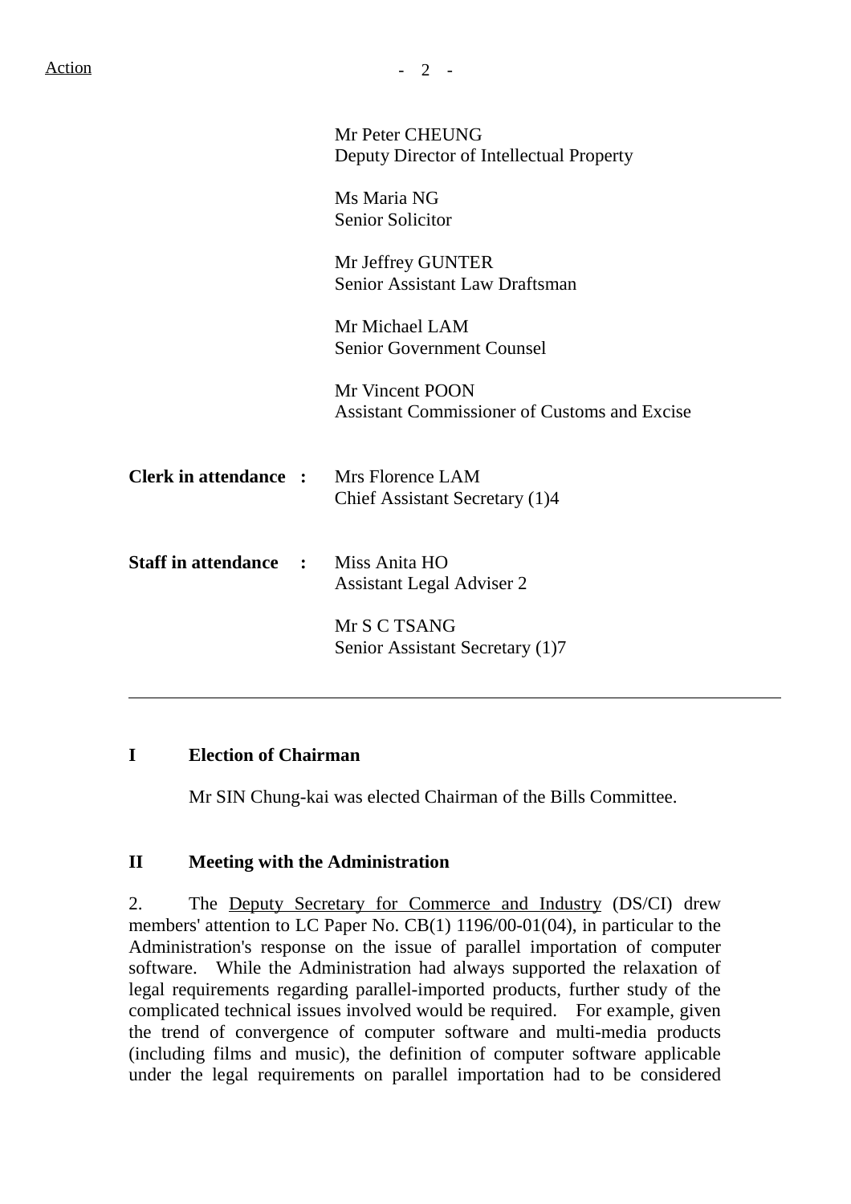Mr Peter CHEUNG
Deputy Director of Intellectual Property

Ms Maria NG
Senior Solicitor

Mr Jeffrey GUNTER
Senior Assistant Law Draftsman

Mr Michael LAM
Senior Government Counsel

Mr Vincent POON
Assistant Commissioner of Customs and Excise

**Clerk in attendance :** Mrs Florence LAM
Chief Assistant Secretary (1)4

**Staff in attendance :** Miss Anita HO
Assistant Legal Adviser 2

Mr S C TSANG
Senior Assistant Secretary (1)7

---

## I Election of Chairman

Mr SIN Chung-kai was elected Chairman of the Bills Committee.

## II Meeting with the Administration

2. The Deputy Secretary for Commerce and Industry (DS/CI) drew members' attention to LC Paper No. CB(1) 1196/00-01(04), in particular to the Administration's response on the issue of parallel importation of computer software. While the Administration had always supported the relaxation of legal requirements regarding parallel-imported products, further study of the complicated technical issues involved would be required. For example, given the trend of convergence of computer software and multi-media products (including films and music), the definition of computer software applicable under the legal requirements on parallel importation had to be considered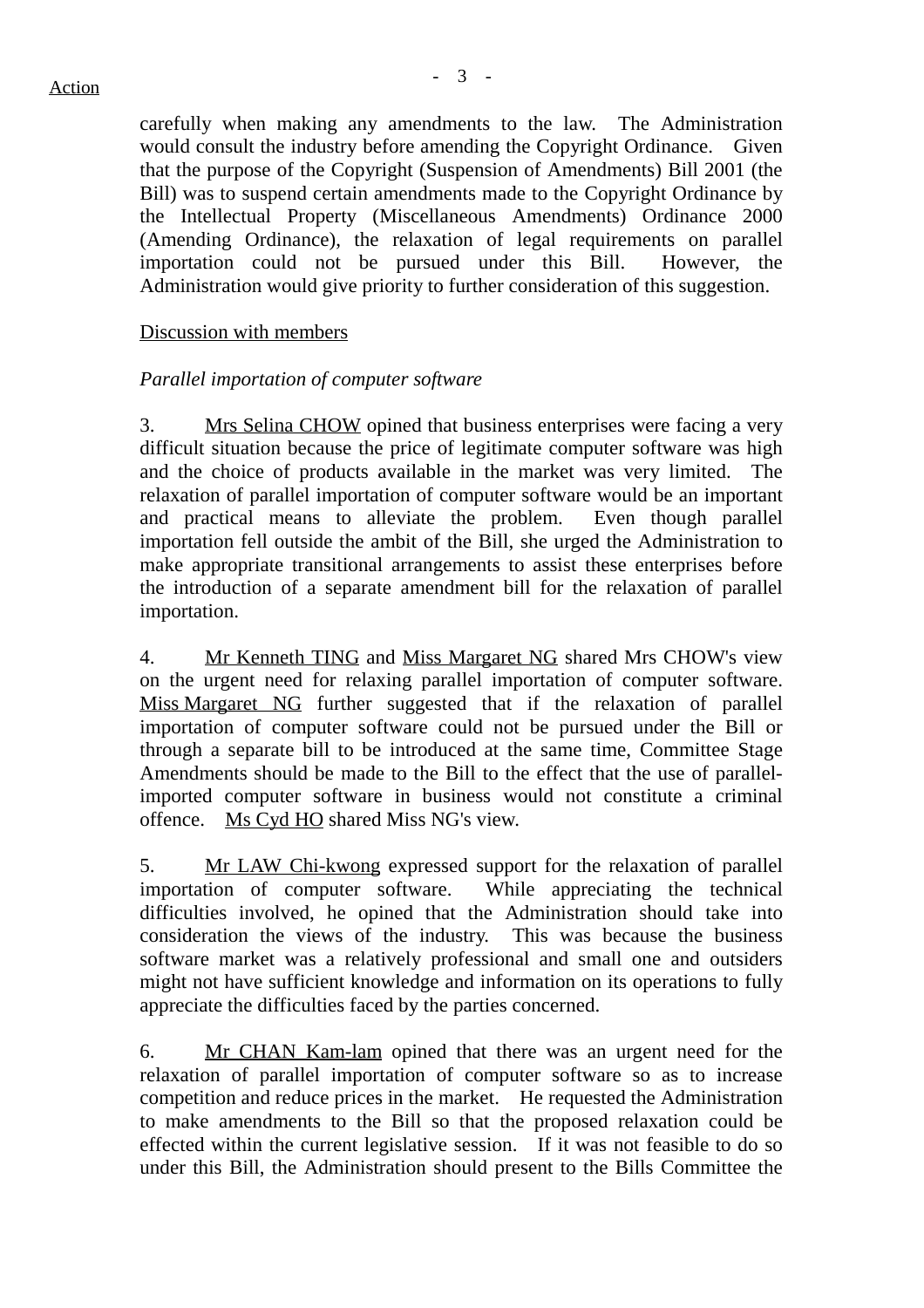carefully when making any amendments to the law. The Administration would consult the industry before amending the Copyright Ordinance. Given that the purpose of the Copyright (Suspension of Amendments) Bill 2001 (the Bill) was to suspend certain amendments made to the Copyright Ordinance by the Intellectual Property (Miscellaneous Amendments) Ordinance 2000 (Amending Ordinance), the relaxation of legal requirements on parallel importation could not be pursued under this Bill. However, the Administration would give priority to further consideration of this suggestion.

Discussion with members

*Parallel importation of computer software*

3. Mrs Selina CHOW opined that business enterprises were facing a very difficult situation because the price of legitimate computer software was high and the choice of products available in the market was very limited. The relaxation of parallel importation of computer software would be an important and practical means to alleviate the problem. Even though parallel importation fell outside the ambit of the Bill, she urged the Administration to make appropriate transitional arrangements to assist these enterprises before the introduction of a separate amendment bill for the relaxation of parallel importation.

4. Mr Kenneth TING and Miss Margaret NG shared Mrs CHOW's view on the urgent need for relaxing parallel importation of computer software. Miss Margaret NG further suggested that if the relaxation of parallel importation of computer software could not be pursued under the Bill or through a separate bill to be introduced at the same time, Committee Stage Amendments should be made to the Bill to the effect that the use of parallel-imported computer software in business would not constitute a criminal offence. Ms Cyd HO shared Miss NG's view.

5. Mr LAW Chi-kwong expressed support for the relaxation of parallel importation of computer software. While appreciating the technical difficulties involved, he opined that the Administration should take into consideration the views of the industry. This was because the business software market was a relatively professional and small one and outsiders might not have sufficient knowledge and information on its operations to fully appreciate the difficulties faced by the parties concerned.

6. Mr CHAN Kam-lam opined that there was an urgent need for the relaxation of parallel importation of computer software so as to increase competition and reduce prices in the market. He requested the Administration to make amendments to the Bill so that the proposed relaxation could be effected within the current legislative session. If it was not feasible to do so under this Bill, the Administration should present to the Bills Committee the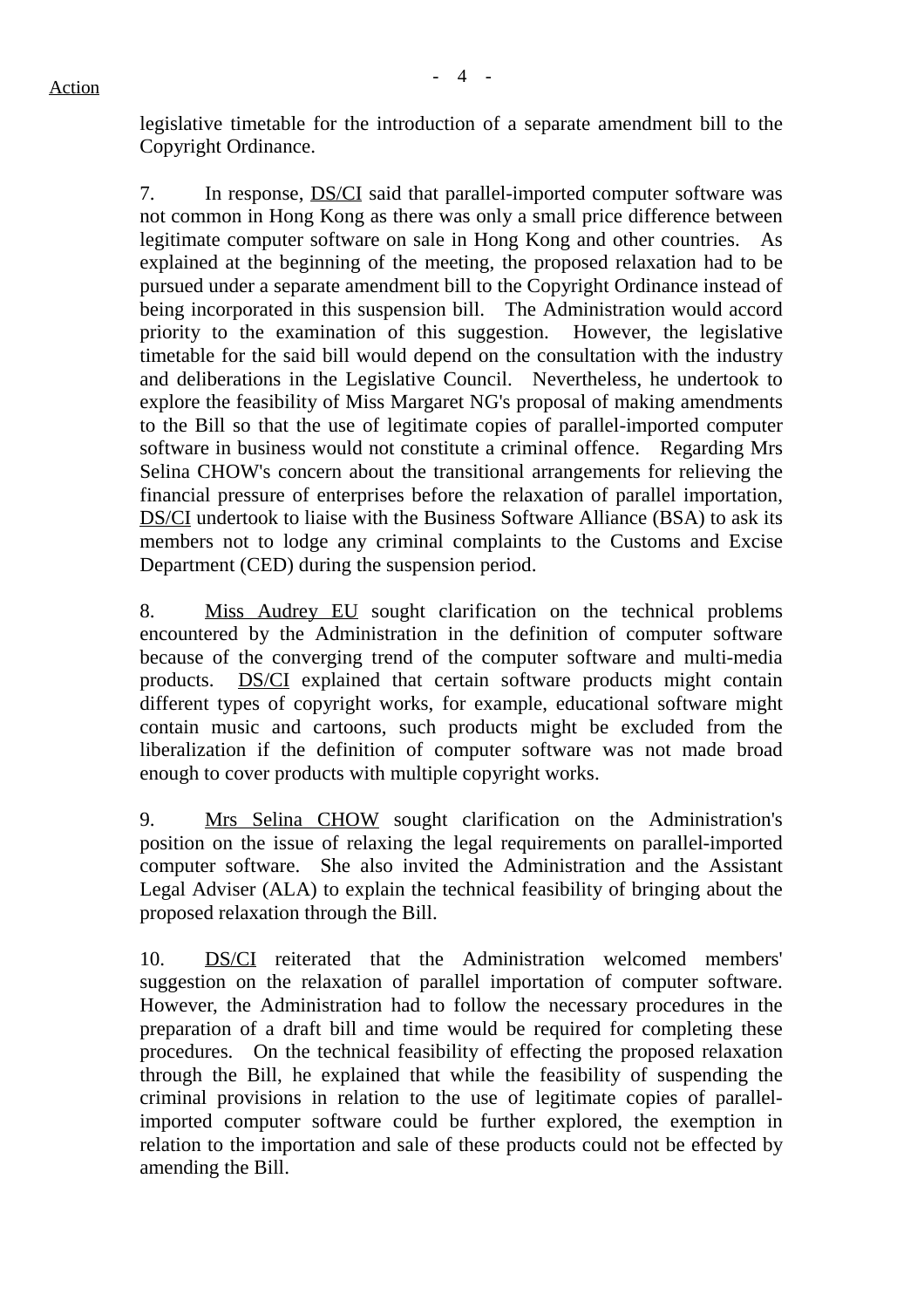legislative timetable for the introduction of a separate amendment bill to the Copyright Ordinance.

7. In response, DS/CI said that parallel-imported computer software was not common in Hong Kong as there was only a small price difference between legitimate computer software on sale in Hong Kong and other countries. As explained at the beginning of the meeting, the proposed relaxation had to be pursued under a separate amendment bill to the Copyright Ordinance instead of being incorporated in this suspension bill. The Administration would accord priority to the examination of this suggestion. However, the legislative timetable for the said bill would depend on the consultation with the industry and deliberations in the Legislative Council. Nevertheless, he undertook to explore the feasibility of Miss Margaret NG's proposal of making amendments to the Bill so that the use of legitimate copies of parallel-imported computer software in business would not constitute a criminal offence. Regarding Mrs Selina CHOW's concern about the transitional arrangements for relieving the financial pressure of enterprises before the relaxation of parallel importation, DS/CI undertook to liaise with the Business Software Alliance (BSA) to ask its members not to lodge any criminal complaints to the Customs and Excise Department (CED) during the suspension period.

8. Miss Audrey EU sought clarification on the technical problems encountered by the Administration in the definition of computer software because of the converging trend of the computer software and multi-media products. DS/CI explained that certain software products might contain different types of copyright works, for example, educational software might contain music and cartoons, such products might be excluded from the liberalization if the definition of computer software was not made broad enough to cover products with multiple copyright works.

9. Mrs Selina CHOW sought clarification on the Administration's position on the issue of relaxing the legal requirements on parallel-imported computer software. She also invited the Administration and the Assistant Legal Adviser (ALA) to explain the technical feasibility of bringing about the proposed relaxation through the Bill.

10. DS/CI reiterated that the Administration welcomed members' suggestion on the relaxation of parallel importation of computer software. However, the Administration had to follow the necessary procedures in the preparation of a draft bill and time would be required for completing these procedures. On the technical feasibility of effecting the proposed relaxation through the Bill, he explained that while the feasibility of suspending the criminal provisions in relation to the use of legitimate copies of parallel-imported computer software could be further explored, the exemption in relation to the importation and sale of these products could not be effected by amending the Bill.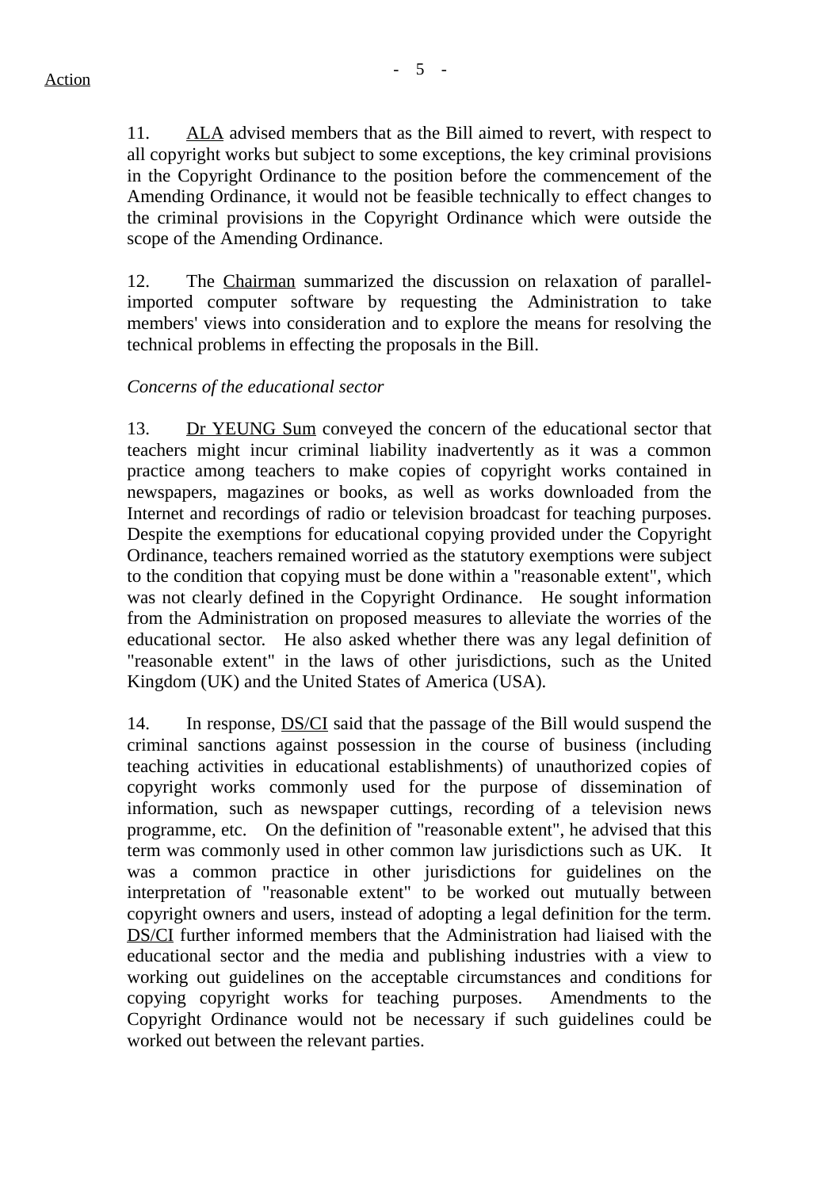Action

11. ALA advised members that as the Bill aimed to revert, with respect to all copyright works but subject to some exceptions, the key criminal provisions in the Copyright Ordinance to the position before the commencement of the Amending Ordinance, it would not be feasible technically to effect changes to the criminal provisions in the Copyright Ordinance which were outside the scope of the Amending Ordinance.

12. The Chairman summarized the discussion on relaxation of parallel-imported computer software by requesting the Administration to take members' views into consideration and to explore the means for resolving the technical problems in effecting the proposals in the Bill.

*Concerns of the educational sector*

13. Dr YEUNG Sum conveyed the concern of the educational sector that teachers might incur criminal liability inadvertently as it was a common practice among teachers to make copies of copyright works contained in newspapers, magazines or books, as well as works downloaded from the Internet and recordings of radio or television broadcast for teaching purposes. Despite the exemptions for educational copying provided under the Copyright Ordinance, teachers remained worried as the statutory exemptions were subject to the condition that copying must be done within a "reasonable extent", which was not clearly defined in the Copyright Ordinance. He sought information from the Administration on proposed measures to alleviate the worries of the educational sector. He also asked whether there was any legal definition of "reasonable extent" in the laws of other jurisdictions, such as the United Kingdom (UK) and the United States of America (USA).

14. In response, DS/CI said that the passage of the Bill would suspend the criminal sanctions against possession in the course of business (including teaching activities in educational establishments) of unauthorized copies of copyright works commonly used for the purpose of dissemination of information, such as newspaper cuttings, recording of a television news programme, etc. On the definition of "reasonable extent", he advised that this term was commonly used in other common law jurisdictions such as UK. It was a common practice in other jurisdictions for guidelines on the interpretation of "reasonable extent" to be worked out mutually between copyright owners and users, instead of adopting a legal definition for the term. DS/CI further informed members that the Administration had liaised with the educational sector and the media and publishing industries with a view to working out guidelines on the acceptable circumstances and conditions for copying copyright works for teaching purposes. Amendments to the Copyright Ordinance would not be necessary if such guidelines could be worked out between the relevant parties.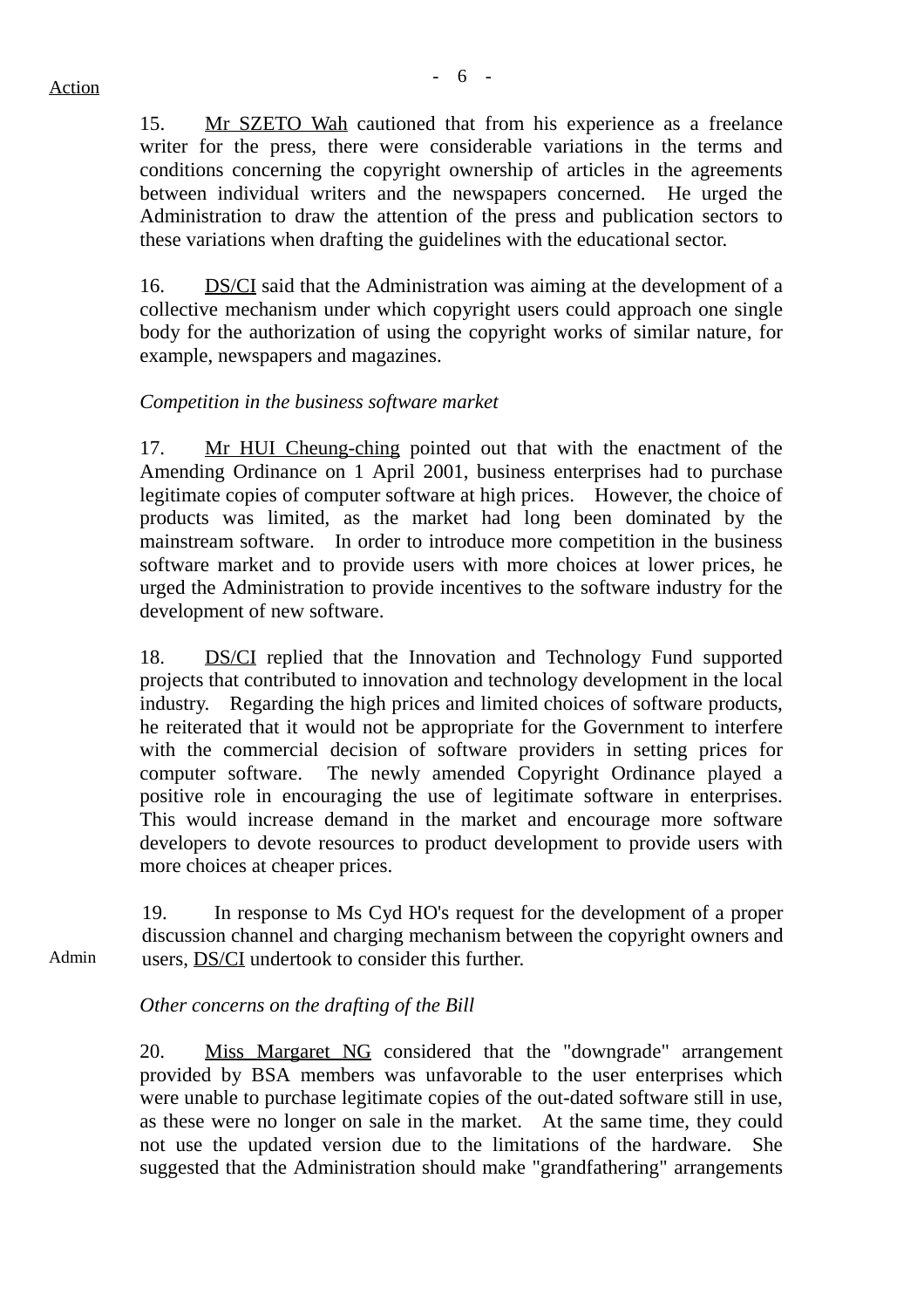Action

15. Mr SZETO Wah cautioned that from his experience as a freelance writer for the press, there were considerable variations in the terms and conditions concerning the copyright ownership of articles in the agreements between individual writers and the newspapers concerned. He urged the Administration to draw the attention of the press and publication sectors to these variations when drafting the guidelines with the educational sector.

16. DS/CI said that the Administration was aiming at the development of a collective mechanism under which copyright users could approach one single body for the authorization of using the copyright works of similar nature, for example, newspapers and magazines.

*Competition in the business software market*

17. Mr HUI Cheung-ching pointed out that with the enactment of the Amending Ordinance on 1 April 2001, business enterprises had to purchase legitimate copies of computer software at high prices. However, the choice of products was limited, as the market had long been dominated by the mainstream software. In order to introduce more competition in the business software market and to provide users with more choices at lower prices, he urged the Administration to provide incentives to the software industry for the development of new software.

18. DS/CI replied that the Innovation and Technology Fund supported projects that contributed to innovation and technology development in the local industry. Regarding the high prices and limited choices of software products, he reiterated that it would not be appropriate for the Government to interfere with the commercial decision of software providers in setting prices for computer software. The newly amended Copyright Ordinance played a positive role in encouraging the use of legitimate software in enterprises. This would increase demand in the market and encourage more software developers to devote resources to product development to provide users with more choices at cheaper prices.

Admin

19. In response to Ms Cyd HO's request for the development of a proper discussion channel and charging mechanism between the copyright owners and users, DS/CI undertook to consider this further.

*Other concerns on the drafting of the Bill*

20. Miss Margaret NG considered that the "downgrade" arrangement provided by BSA members was unfavorable to the user enterprises which were unable to purchase legitimate copies of the out-dated software still in use, as these were no longer on sale in the market. At the same time, they could not use the updated version due to the limitations of the hardware. She suggested that the Administration should make "grandfathering" arrangements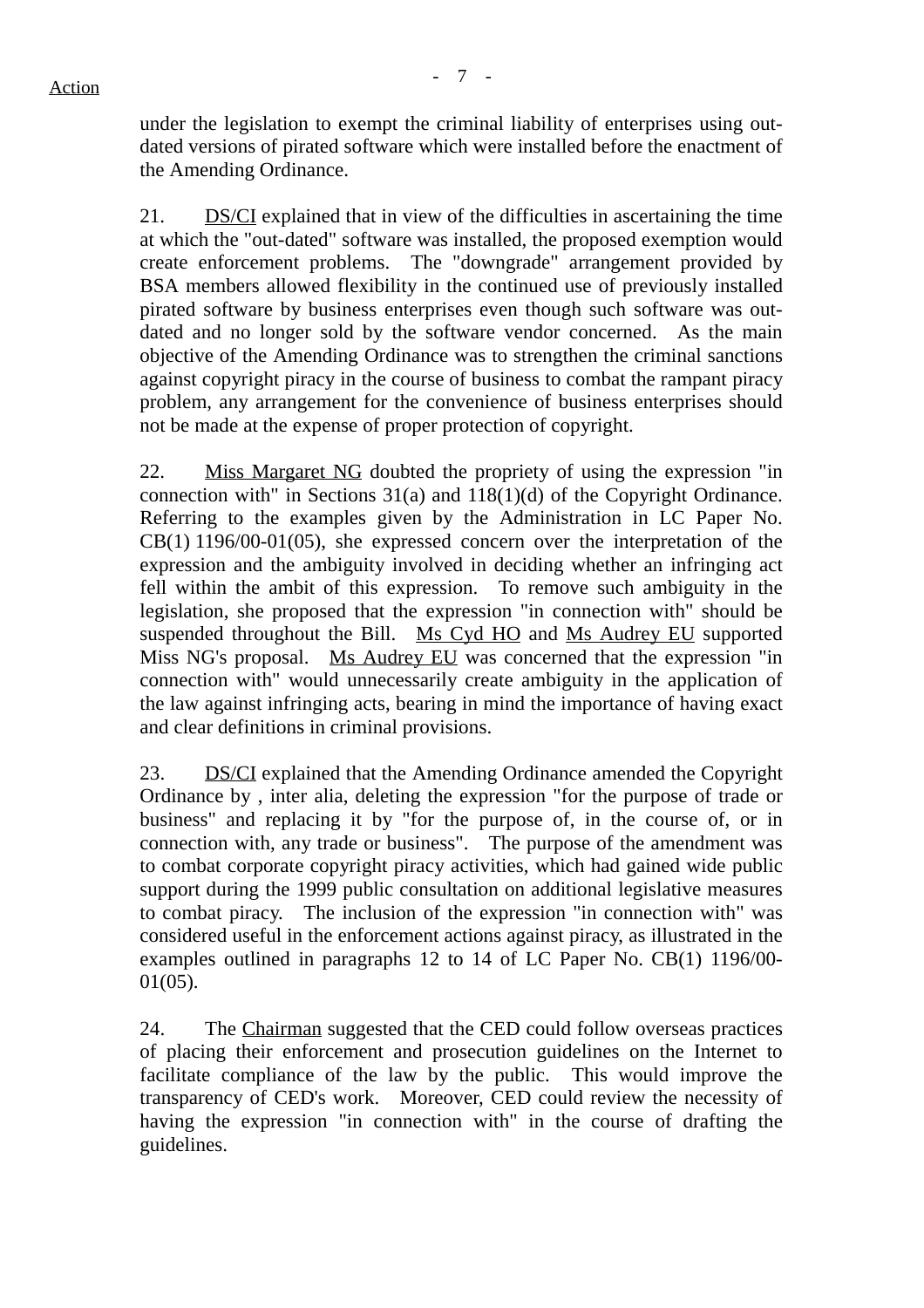Action

under the legislation to exempt the criminal liability of enterprises using out-dated versions of pirated software which were installed before the enactment of the Amending Ordinance.

21. DS/CI explained that in view of the difficulties in ascertaining the time at which the "out-dated" software was installed, the proposed exemption would create enforcement problems. The "downgrade" arrangement provided by BSA members allowed flexibility in the continued use of previously installed pirated software by business enterprises even though such software was out-dated and no longer sold by the software vendor concerned. As the main objective of the Amending Ordinance was to strengthen the criminal sanctions against copyright piracy in the course of business to combat the rampant piracy problem, any arrangement for the convenience of business enterprises should not be made at the expense of proper protection of copyright.

22. Miss Margaret NG doubted the propriety of using the expression "in connection with" in Sections 31(a) and 118(1)(d) of the Copyright Ordinance. Referring to the examples given by the Administration in LC Paper No. CB(1) 1196/00-01(05), she expressed concern over the interpretation of the expression and the ambiguity involved in deciding whether an infringing act fell within the ambit of this expression. To remove such ambiguity in the legislation, she proposed that the expression "in connection with" should be suspended throughout the Bill. Ms Cyd HO and Ms Audrey EU supported Miss NG's proposal. Ms Audrey EU was concerned that the expression "in connection with" would unnecessarily create ambiguity in the application of the law against infringing acts, bearing in mind the importance of having exact and clear definitions in criminal provisions.

23. DS/CI explained that the Amending Ordinance amended the Copyright Ordinance by , inter alia, deleting the expression "for the purpose of trade or business" and replacing it by "for the purpose of, in the course of, or in connection with, any trade or business". The purpose of the amendment was to combat corporate copyright piracy activities, which had gained wide public support during the 1999 public consultation on additional legislative measures to combat piracy. The inclusion of the expression "in connection with" was considered useful in the enforcement actions against piracy, as illustrated in the examples outlined in paragraphs 12 to 14 of LC Paper No. CB(1) 1196/00-01(05).

24. The Chairman suggested that the CED could follow overseas practices of placing their enforcement and prosecution guidelines on the Internet to facilitate compliance of the law by the public. This would improve the transparency of CED's work. Moreover, CED could review the necessity of having the expression "in connection with" in the course of drafting the guidelines.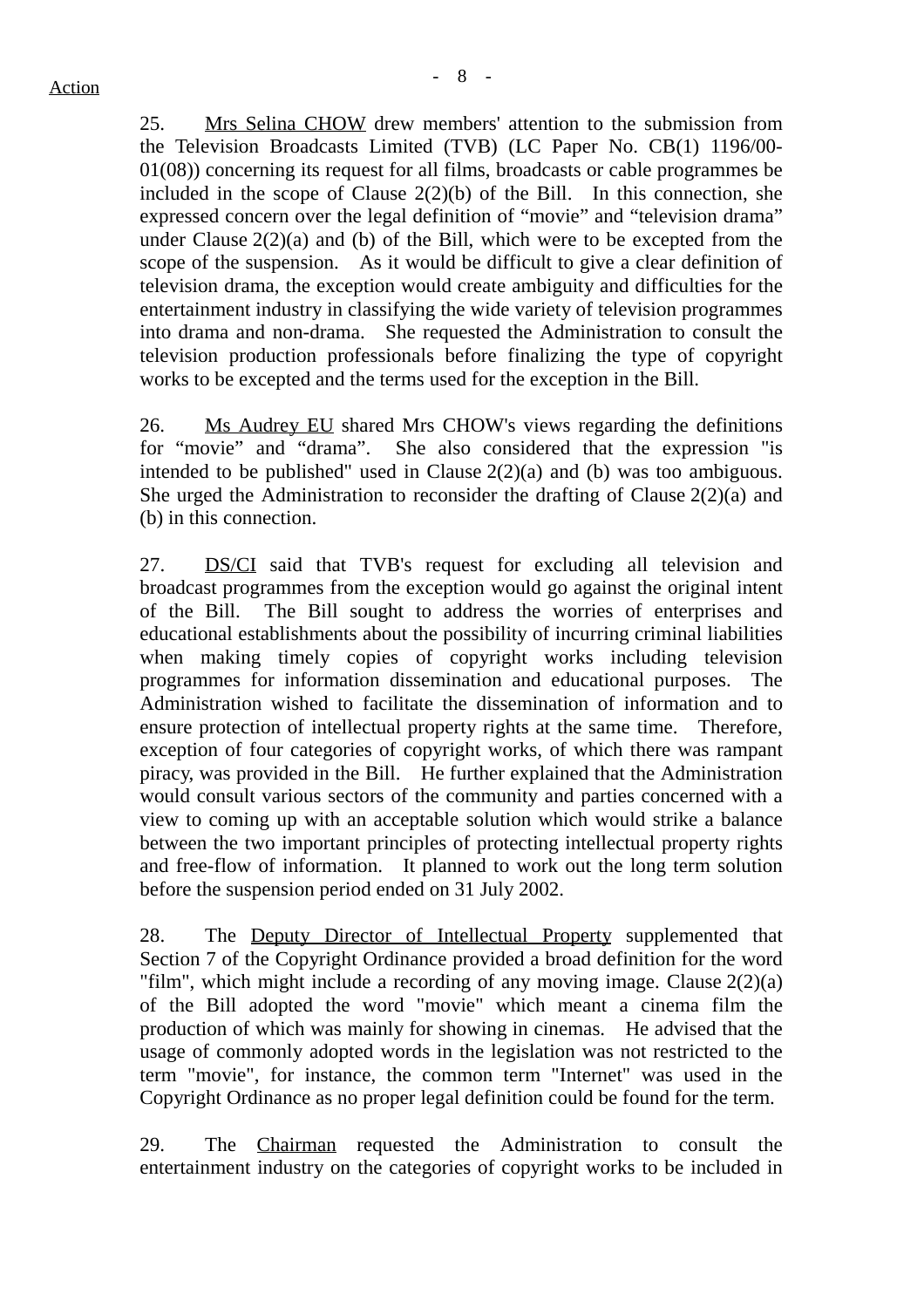Action

25. Mrs Selina CHOW drew members' attention to the submission from the Television Broadcasts Limited (TVB) (LC Paper No. CB(1) 1196/00-01(08)) concerning its request for all films, broadcasts or cable programmes be included in the scope of Clause 2(2)(b) of the Bill. In this connection, she expressed concern over the legal definition of "movie" and "television drama" under Clause 2(2)(a) and (b) of the Bill, which were to be excepted from the scope of the suspension. As it would be difficult to give a clear definition of television drama, the exception would create ambiguity and difficulties for the entertainment industry in classifying the wide variety of television programmes into drama and non-drama. She requested the Administration to consult the television production professionals before finalizing the type of copyright works to be excepted and the terms used for the exception in the Bill.

26. Ms Audrey EU shared Mrs CHOW's views regarding the definitions for "movie" and "drama". She also considered that the expression "is intended to be published" used in Clause 2(2)(a) and (b) was too ambiguous. She urged the Administration to reconsider the drafting of Clause 2(2)(a) and (b) in this connection.

27. DS/CI said that TVB's request for excluding all television and broadcast programmes from the exception would go against the original intent of the Bill. The Bill sought to address the worries of enterprises and educational establishments about the possibility of incurring criminal liabilities when making timely copies of copyright works including television programmes for information dissemination and educational purposes. The Administration wished to facilitate the dissemination of information and to ensure protection of intellectual property rights at the same time. Therefore, exception of four categories of copyright works, of which there was rampant piracy, was provided in the Bill. He further explained that the Administration would consult various sectors of the community and parties concerned with a view to coming up with an acceptable solution which would strike a balance between the two important principles of protecting intellectual property rights and free-flow of information. It planned to work out the long term solution before the suspension period ended on 31 July 2002.

28. The Deputy Director of Intellectual Property supplemented that Section 7 of the Copyright Ordinance provided a broad definition for the word "film", which might include a recording of any moving image. Clause 2(2)(a) of the Bill adopted the word "movie" which meant a cinema film the production of which was mainly for showing in cinemas. He advised that the usage of commonly adopted words in the legislation was not restricted to the term "movie", for instance, the common term "Internet" was used in the Copyright Ordinance as no proper legal definition could be found for the term.

29. The Chairman requested the Administration to consult the entertainment industry on the categories of copyright works to be included in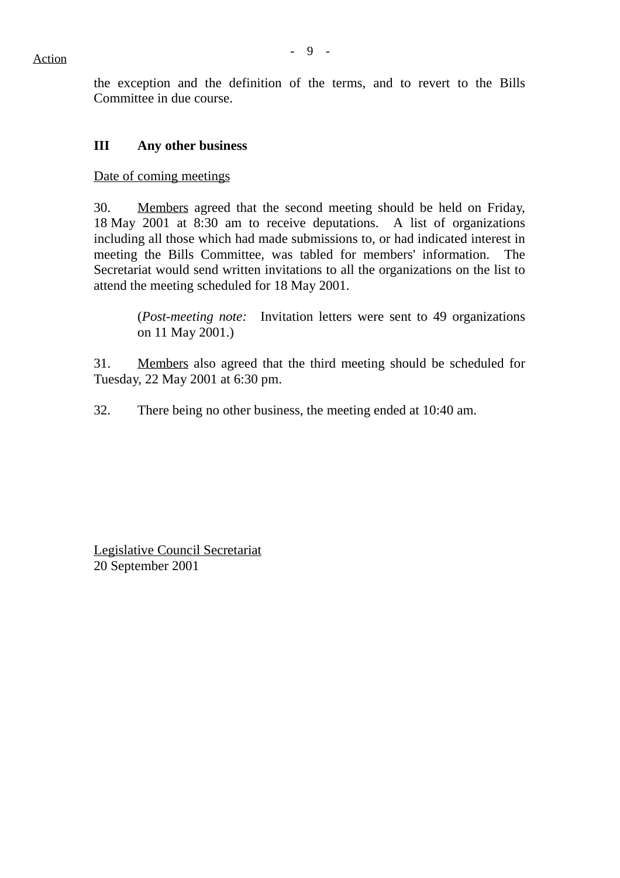Action

the exception and the definition of the terms, and to revert to the Bills Committee in due course.

## III Any other business

Date of coming meetings

30. Members agreed that the second meeting should be held on Friday, 18 May 2001 at 8:30 am to receive deputations. A list of organizations including all those which had made submissions to, or had indicated interest in meeting the Bills Committee, was tabled for members' information. The Secretariat would send written invitations to all the organizations on the list to attend the meeting scheduled for 18 May 2001.

> (*Post-meeting note:* Invitation letters were sent to 49 organizations on 11 May 2001.)

31. Members also agreed that the third meeting should be scheduled for Tuesday, 22 May 2001 at 6:30 pm.

32. There being no other business, the meeting ended at 10:40 am.

Legislative Council Secretariat
20 September 2001